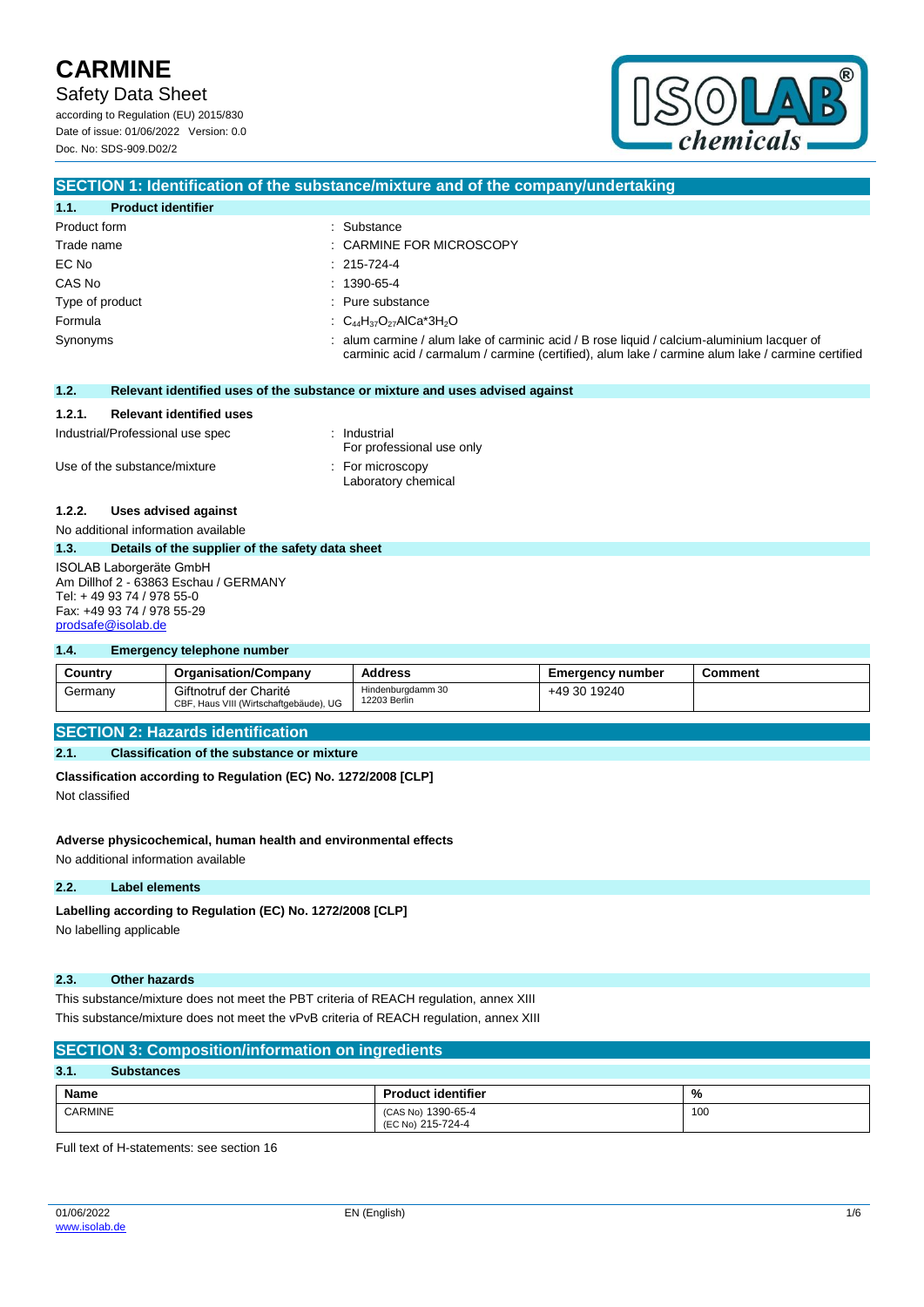# CARMINE

## Safety Data Sheet

according to Regulation (EU) 2015/830
Date of issue: 01/06/2022 Version: 0.0
Doc. No: SDS-909.D02/2

## SECTION 1: Identification of the substance/mixture and of the company/undertaking

### 1.1. Product identifier

| | |
|---|---|
| Product form | : Substance |
| Trade name | : CARMINE FOR MICROSCOPY |
| EC No | : 215-724-4 |
| CAS No | : 1390-65-4 |
| Type of product | : Pure substance |
| Formula | : $C_{44}H_{37}O_{27}AlCa*3H_2O$ |
| Synonyms | : alum carmine / alum lake of carminic acid / B rose liquid / calcium-aluminium lacquer of carminic acid / carmalum / carmine (certified), alum lake / carmine alum lake / carmine certified |

### 1.2. Relevant identified uses of the substance or mixture and uses advised against

#### 1.2.1. Relevant identified uses

| | |
|---|---|
| Industrial/Professional use spec | : Industrial<br>For professional use only |
| Use of the substance/mixture | : For microscopy<br>Laboratory chemical |

#### 1.2.2. Uses advised against

No additional information available

### 1.3. Details of the supplier of the safety data sheet

ISOLAB Laborgeräte GmbH
Am Dillhof 2 - 63863 Eschau / GERMANY
Tel: + 49 93 74 / 978 55-0
Fax: +49 93 74 / 978 55-29
prodsafe@isolab.de

### 1.4. Emergency telephone number

| Country | Organisation/Company | Address | Emergency number | Comment |
|---|---|---|---|---|
| Germany | Giftnotruf der Charité<br>CBF, Haus VIII (Wirtschaftgebäude), UG | Hindenburgdamm 30<br>12203 Berlin | +49 30 19240 | |

## SECTION 2: Hazards identification

### 2.1. Classification of the substance or mixture

**Classification according to Regulation (EC) No. 1272/2008 [CLP]**

Not classified

**Adverse physicochemical, human health and environmental effects**

No additional information available

### 2.2. Label elements

**Labelling according to Regulation (EC) No. 1272/2008 [CLP]**

No labelling applicable

### 2.3. Other hazards

This substance/mixture does not meet the PBT criteria of REACH regulation, annex XIII

This substance/mixture does not meet the vPvB criteria of REACH regulation, annex XIII

## SECTION 3: Composition/information on ingredients

### 3.1. Substances

| Name | Product identifier | % |
|---|---|---|
| CARMINE | (CAS No) 1390-65-4<br>(EC No) 215-724-4 | 100 |

Full text of H-statements: see section 16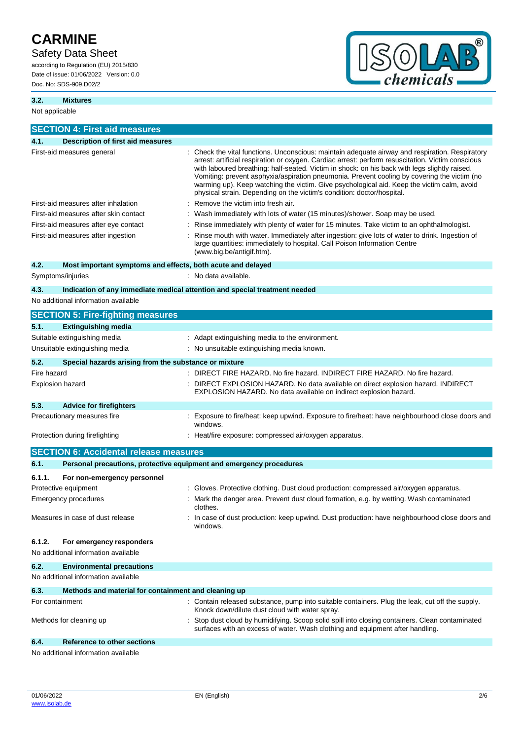### 3.2. Mixtures

Not applicable

## SECTION 4: First aid measures

### 4.1. Description of first aid measures

| | |
|---|---|
| First-aid measures general | : Check the vital functions. Unconscious: maintain adequate airway and respiration. Respiratory arrest: artificial respiration or oxygen. Cardiac arrest: perform resuscitation. Victim conscious with laboured breathing: half-seated. Victim in shock: on his back with legs slightly raised. Vomiting: prevent asphyxia/aspiration pneumonia. Prevent cooling by covering the victim (no warming up). Keep watching the victim. Give psychological aid. Keep the victim calm, avoid physical strain. Depending on the victim's condition: doctor/hospital. |
| First-aid measures after inhalation | : Remove the victim into fresh air. |
| First-aid measures after skin contact | : Wash immediately with lots of water (15 minutes)/shower. Soap may be used. |
| First-aid measures after eye contact | : Rinse immediately with plenty of water for 15 minutes. Take victim to an ophthalmologist. |
| First-aid measures after ingestion | : Rinse mouth with water. Immediately after ingestion: give lots of water to drink. Ingestion of large quantities: immediately to hospital. Call Poison Information Centre (www.big.be/antigif.htm). |

### 4.2. Most important symptoms and effects, both acute and delayed

| | |
|---|---|
| Symptoms/injuries | : No data available. |

### 4.3. Indication of any immediate medical attention and special treatment needed

No additional information available

## SECTION 5: Fire-fighting measures

### 5.1. Extinguishing media

| | |
|---|---|
| Suitable extinguishing media | : Adapt extinguishing media to the environment. |
| Unsuitable extinguishing media | : No unsuitable extinguishing media known. |

### 5.2. Special hazards arising from the substance or mixture

| | |
|---|---|
| Fire hazard | : DIRECT FIRE HAZARD. No fire hazard. INDIRECT FIRE HAZARD. No fire hazard. |
| Explosion hazard | : DIRECT EXPLOSION HAZARD. No data available on direct explosion hazard. INDIRECT EXPLOSION HAZARD. No data available on indirect explosion hazard. |

### 5.3. Advice for firefighters

| | |
|---|---|
| Precautionary measures fire | : Exposure to fire/heat: keep upwind. Exposure to fire/heat: have neighbourhood close doors and windows. |
| Protection during firefighting | : Heat/fire exposure: compressed air/oxygen apparatus. |

## SECTION 6: Accidental release measures

### 6.1. Personal precautions, protective equipment and emergency procedures

#### 6.1.1. For non-emergency personnel

| | |
|---|---|
| Protective equipment | : Gloves. Protective clothing. Dust cloud production: compressed air/oxygen apparatus. |
| Emergency procedures | : Mark the danger area. Prevent dust cloud formation, e.g. by wetting. Wash contaminated clothes. |
| Measures in case of dust release | : In case of dust production: keep upwind. Dust production: have neighbourhood close doors and windows. |

#### 6.1.2. For emergency responders

No additional information available

### 6.2. Environmental precautions

No additional information available

### 6.3. Methods and material for containment and cleaning up

| | |
|---|---|
| For containment | : Contain released substance, pump into suitable containers. Plug the leak, cut off the supply. Knock down/dilute dust cloud with water spray. |
| Methods for cleaning up | : Stop dust cloud by humidifying. Scoop solid spill into closing containers. Clean contaminated surfaces with an excess of water. Wash clothing and equipment after handling. |

### 6.4. Reference to other sections

No additional information available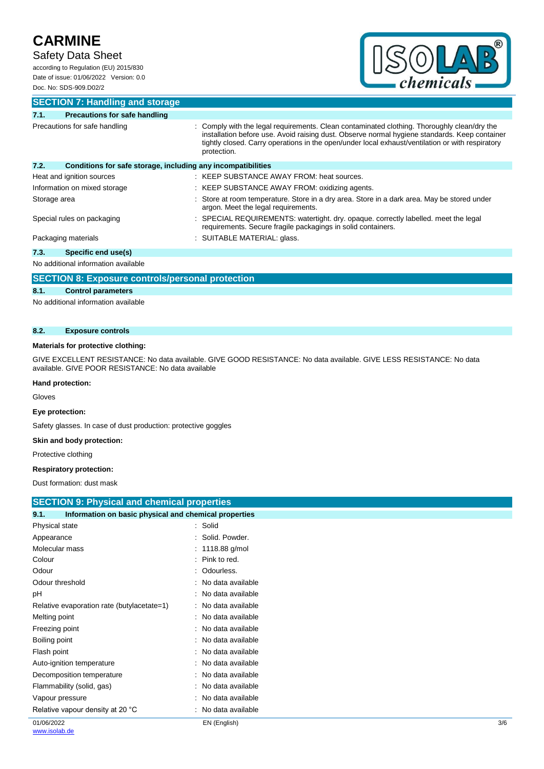## SECTION 7: Handling and storage

### 7.1. Precautions for safe handling

| | |
|---|---|
| Precautions for safe handling | : Comply with the legal requirements. Clean contaminated clothing. Thoroughly clean/dry the installation before use. Avoid raising dust. Observe normal hygiene standards. Keep container tightly closed. Carry operations in the open/under local exhaust/ventilation or with respiratory protection. |

### 7.2. Conditions for safe storage, including any incompatibilities

| | |
|---|---|
| Heat and ignition sources | : KEEP SUBSTANCE AWAY FROM: heat sources. |
| Information on mixed storage | : KEEP SUBSTANCE AWAY FROM: oxidizing agents. |
| Storage area | : Store at room temperature. Store in a dry area. Store in a dark area. May be stored under argon. Meet the legal requirements. |
| Special rules on packaging | : SPECIAL REQUIREMENTS: watertight. dry. opaque. correctly labelled. meet the legal requirements. Secure fragile packagings in solid containers. |
| Packaging materials | : SUITABLE MATERIAL: glass. |

### 7.3. Specific end use(s)

No additional information available

## SECTION 8: Exposure controls/personal protection

### 8.1. Control parameters

No additional information available

### 8.2. Exposure controls

**Materials for protective clothing:**

GIVE EXCELLENT RESISTANCE: No data available. GIVE GOOD RESISTANCE: No data available. GIVE LESS RESISTANCE: No data available. GIVE POOR RESISTANCE: No data available

**Hand protection:**

Gloves

**Eye protection:**

Safety glasses. In case of dust production: protective goggles

**Skin and body protection:**

Protective clothing

**Respiratory protection:**

Dust formation: dust mask

## SECTION 9: Physical and chemical properties

### 9.1. Information on basic physical and chemical properties

| | |
|---|---|
| Physical state | : Solid |
| Appearance | : Solid. Powder. |
| Molecular mass | : 1118.88 g/mol |
| Colour | : Pink to red. |
| Odour | : Odourless. |
| Odour threshold | : No data available |
| pH | : No data available |
| Relative evaporation rate (butylacetate=1) | : No data available |
| Melting point | : No data available |
| Freezing point | : No data available |
| Boiling point | : No data available |
| Flash point | : No data available |
| Auto-ignition temperature | : No data available |
| Decomposition temperature | : No data available |
| Flammability (solid, gas) | : No data available |
| Vapour pressure | : No data available |
| Relative vapour density at 20 °C | : No data available |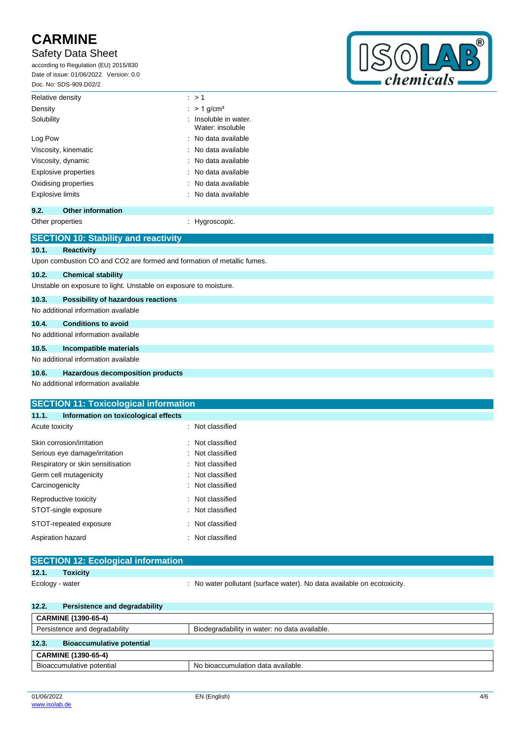| | |
|---|---|
| Relative density | : > 1 |
| Density | : > 1 g/cm³ |
| Solubility | : Insoluble in water. Water: insoluble |
| Log Pow | : No data available |
| Viscosity, kinematic | : No data available |
| Viscosity, dynamic | : No data available |
| Explosive properties | : No data available |
| Oxidising properties | : No data available |
| Explosive limits | : No data available |

### 9.2. Other information

| | |
|---|---|
| Other properties | : Hygroscopic. |

## SECTION 10: Stability and reactivity

### 10.1. Reactivity

Upon combustion CO and CO2 are formed and formation of metallic fumes.

### 10.2. Chemical stability

Unstable on exposure to light. Unstable on exposure to moisture.

### 10.3. Possibility of hazardous reactions

No additional information available

### 10.4. Conditions to avoid

No additional information available

### 10.5. Incompatible materials

No additional information available

### 10.6. Hazardous decomposition products

No additional information available

## SECTION 11: Toxicological information

### 11.1. Information on toxicological effects

| | |
|---|---|
| Acute toxicity | : Not classified |
| Skin corrosion/irritation | : Not classified |
| Serious eye damage/irritation | : Not classified |
| Respiratory or skin sensitisation | : Not classified |
| Germ cell mutagenicity | : Not classified |
| Carcinogenicity | : Not classified |
| Reproductive toxicity | : Not classified |
| STOT-single exposure | : Not classified |
| STOT-repeated exposure | : Not classified |
| Aspiration hazard | : Not classified |

## SECTION 12: Ecological information

### 12.1. Toxicity

| | |
|---|---|
| Ecology - water | : No water pollutant (surface water). No data available on ecotoxicity. |

### 12.2. Persistence and degradability

| CARMINE (1390-65-4) | |
|---|---|
| Persistence and degradability | Biodegradability in water: no data available. |

### 12.3. Bioaccumulative potential

| CARMINE (1390-65-4) | |
|---|---|
| Bioaccumulative potential | No bioaccumulation data available. |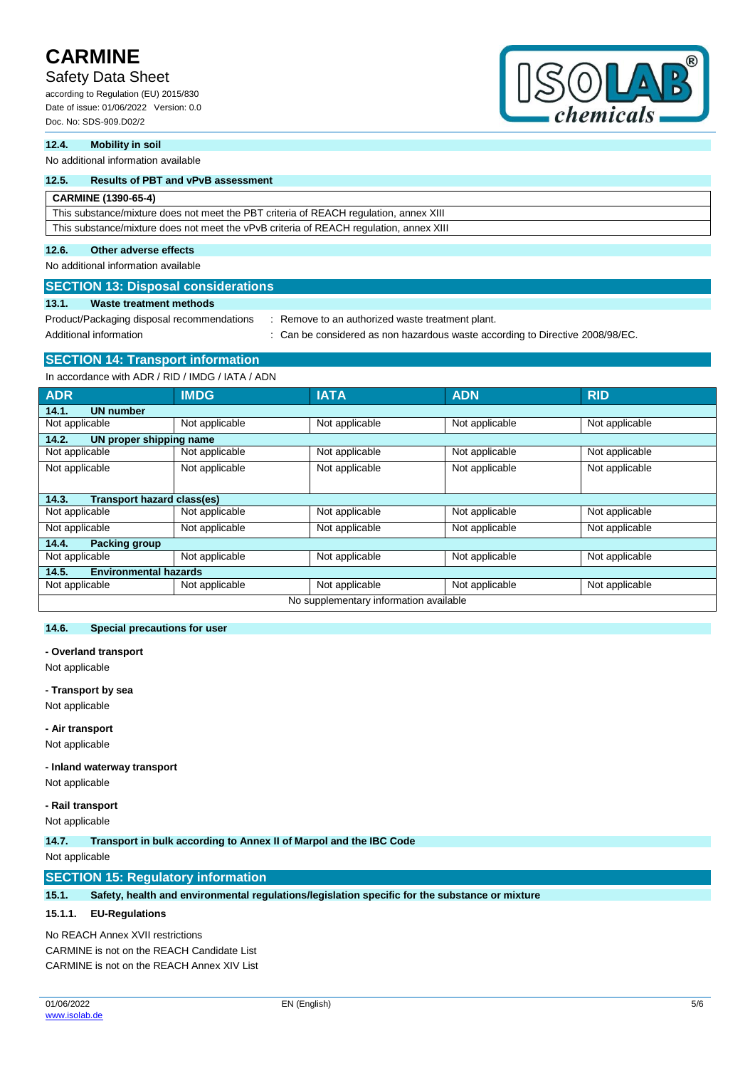### 12.4. Mobility in soil

No additional information available

### 12.5. Results of PBT and vPvB assessment

| CARMINE (1390-65-4) |
|---|
| This substance/mixture does not meet the PBT criteria of REACH regulation, annex XIII |
| This substance/mixture does not meet the vPvB criteria of REACH regulation, annex XIII |

### 12.6. Other adverse effects

No additional information available

## SECTION 13: Disposal considerations

### 13.1. Waste treatment methods

Product/Packaging disposal recommendations : Remove to an authorized waste treatment plant.

Additional information : Can be considered as non hazardous waste according to Directive 2008/98/EC.

## SECTION 14: Transport information

In accordance with ADR / RID / IMDG / IATA / ADN

| ADR | IMDG | IATA | ADN | RID |
|---|---|---|---|---|
| **14.1. UN number** | | | | |
| Not applicable | Not applicable | Not applicable | Not applicable | Not applicable |
| **14.2. UN proper shipping name** | | | | |
| Not applicable | Not applicable | Not applicable | Not applicable | Not applicable |
| Not applicable | Not applicable | Not applicable | Not applicable | Not applicable |
| **14.3. Transport hazard class(es)** | | | | |
| Not applicable | Not applicable | Not applicable | Not applicable | Not applicable |
| Not applicable | Not applicable | Not applicable | Not applicable | Not applicable |
| **14.4. Packing group** | | | | |
| Not applicable | Not applicable | Not applicable | Not applicable | Not applicable |
| **14.5. Environmental hazards** | | | | |
| Not applicable | Not applicable | Not applicable | Not applicable | Not applicable |
| No supplementary information available | | | | |

### 14.6. Special precautions for user

**- Overland transport**

Not applicable

**- Transport by sea**

Not applicable

**- Air transport**

Not applicable

**- Inland waterway transport**

Not applicable

**- Rail transport**

Not applicable

### 14.7. Transport in bulk according to Annex II of Marpol and the IBC Code

Not applicable

## SECTION 15: Regulatory information

### 15.1. Safety, health and environmental regulations/legislation specific for the substance or mixture

#### 15.1.1. EU-Regulations

No REACH Annex XVII restrictions

CARMINE is not on the REACH Candidate List

CARMINE is not on the REACH Annex XIV List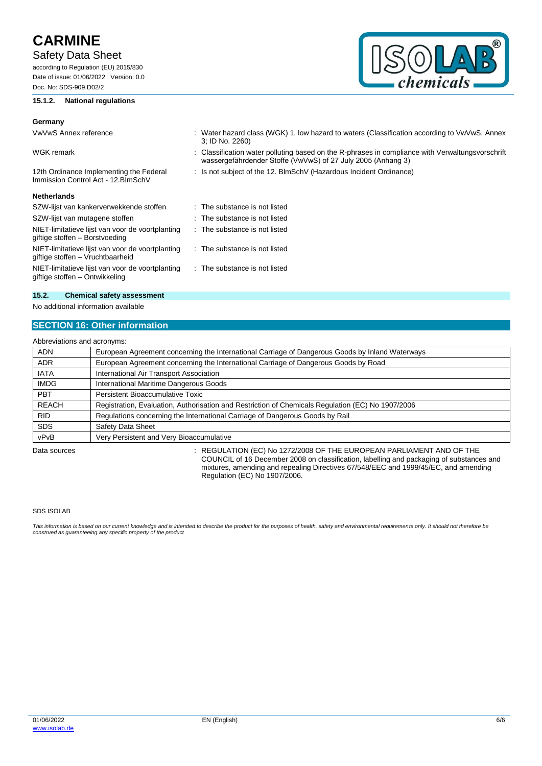#### 15.1.2. National regulations

**Germany**

VwVwS Annex reference : Water hazard class (WGK) 1, low hazard to waters (Classification according to VwVwS, Annex 3; ID No. 2260)

WGK remark : Classification water polluting based on the R-phrases in compliance with Verwaltungsvorschrift wassergefährdender Stoffe (VwVwS) of 27 July 2005 (Anhang 3)

12th Ordinance Implementing the Federal Immission Control Act - 12.BImSchV : Is not subject of the 12. BlmSchV (Hazardous Incident Ordinance)

**Netherlands**

SZW-lijst van kankerverwekkende stoffen : The substance is not listed

SZW-lijst van mutagene stoffen : The substance is not listed

NIET-limitatieve lijst van voor de voortplanting giftige stoffen – Borstvoeding : The substance is not listed

NIET-limitatieve lijst van voor de voortplanting giftige stoffen – Vruchtbaarheid : The substance is not listed

NIET-limitatieve lijst van voor de voortplanting giftige stoffen – Ontwikkeling : The substance is not listed

### 15.2. Chemical safety assessment

No additional information available

## SECTION 16: Other information

Abbreviations and acronyms:

| | |
|---|---|
| ADN | European Agreement concerning the International Carriage of Dangerous Goods by Inland Waterways |
| ADR | European Agreement concerning the International Carriage of Dangerous Goods by Road |
| IATA | International Air Transport Association |
| IMDG | International Maritime Dangerous Goods |
| PBT | Persistent Bioaccumulative Toxic |
| REACH | Registration, Evaluation, Authorisation and Restriction of Chemicals Regulation (EC) No 1907/2006 |
| RID | Regulations concerning the International Carriage of Dangerous Goods by Rail |
| SDS | Safety Data Sheet |
| vPvB | Very Persistent and Very Bioaccumulative |

Data sources : REGULATION (EC) No 1272/2008 OF THE EUROPEAN PARLIAMENT AND OF THE COUNCIL of 16 December 2008 on classification, labelling and packaging of substances and mixtures, amending and repealing Directives 67/548/EEC and 1999/45/EC, and amending Regulation (EC) No 1907/2006.

SDS ISOLAB

*This information is based on our current knowledge and is intended to describe the product for the purposes of health, safety and environmental requirements only. It should not therefore be construed as guaranteeing any specific property of the product*